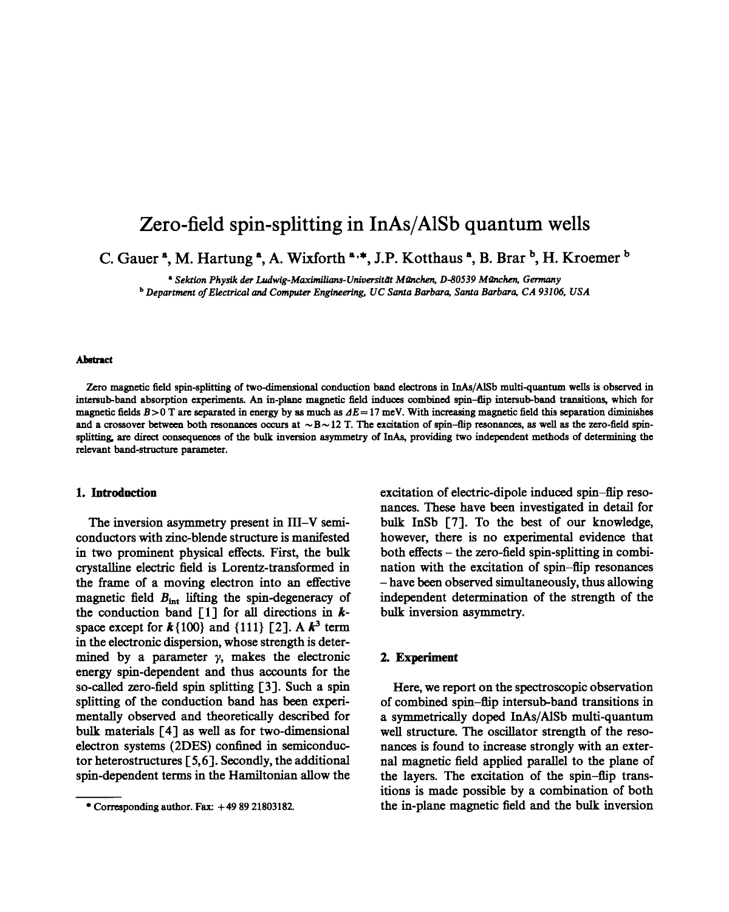# Zero-field spin-splitting in InAs/AlSb quantum wells

C. Gauer [a], M. Hartung [a], A. Wixforth [a,*], J.P. Kotthaus [a], B. Brar [b], H. Kroemer [b]

[a] *Sektion Physik der Ludwig-Maximilians-Universität München, D-80539 München, Germany*

[b] *Department of Electrical and Computer Engineering, UC Santa Barbara, Santa Barbara, CA 93106, USA*

### Abstract

Zero magnetic field spin-splitting of two-dimensional conduction band electrons in InAs/AlSb multi-quantum wells is observed in intersub-band absorption experiments. An in-plane magnetic field induces combined spin–flip intersub-band transitions, which for magnetic fields $B > 0$ T are separated in energy by as much as $\Delta E = 17$ meV. With increasing magnetic field this separation diminishes and a crossover between both resonances occurs at $\sim B \sim 12$ T. The excitation of spin-flip resonances, as well as the zero-field spin-splitting, are direct consequences of the bulk inversion asymmetry of InAs, providing two independent methods of determining the relevant band-structure parameter.

## 1. Introduction

The inversion asymmetry present in III–V semiconductors with zinc-blende structure is manifested in two prominent physical effects. First, the bulk crystalline electric field is Lorentz-transformed in the frame of a moving electron into an effective magnetic field $B_{\text{int}}$ lifting the spin-degeneracy of the conduction band [1] for all directions in $\boldsymbol{k}$-space except for $\boldsymbol{k}\{100\}$ and $\{111\}$ [2]. A $\boldsymbol{k}^3$ term in the electronic dispersion, whose strength is determined by a parameter $\gamma$, makes the electronic energy spin-dependent and thus accounts for the so-called zero-field spin splitting [3]. Such a spin splitting of the conduction band has been experimentally observed and theoretically described for bulk materials [4] as well as for two-dimensional electron systems (2DES) confined in semiconductor heterostructures [5,6]. Secondly, the additional spin-dependent terms in the Hamiltonian allow the excitation of electric-dipole induced spin–flip resonances. These have been investigated in detail for bulk InSb [7]. To the best of our knowledge, however, there is no experimental evidence that both effects – the zero-field spin-splitting in combination with the excitation of spin–flip resonances – have been observed simultaneously, thus allowing independent determination of the strength of the bulk inversion asymmetry.

## 2. Experiment

Here, we report on the spectroscopic observation of combined spin–flip intersub-band transitions in a symmetrically doped InAs/AlSb multi-quantum well structure. The oscillator strength of the resonances is found to increase strongly with an external magnetic field applied parallel to the plane of the layers. The excitation of the spin–flip transitions is made possible by a combination of both the in-plane magnetic field and the bulk inversion

* Corresponding author. Fax: +49 89 21803182.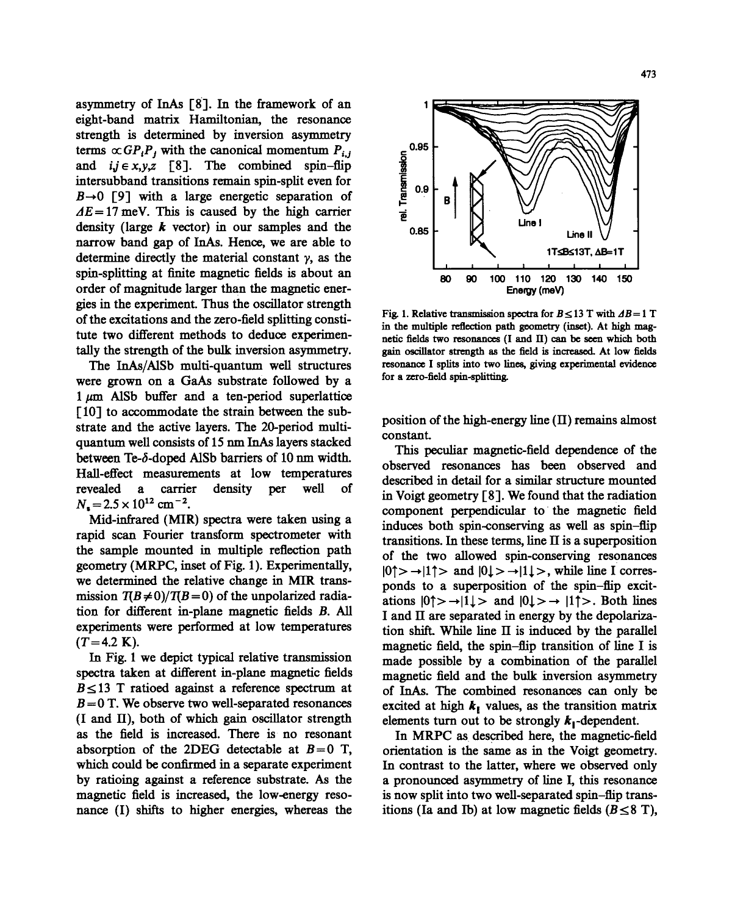asymmetry of InAs [8]. In the framework of an eight-band matrix Hamiltonian, the resonance strength is determined by inversion asymmetry terms $\propto GP_iP_j$ with the canonical momentum $P_{i,j}$ and $i,j \in x,y,z$ [8]. The combined spin–flip intersubband transitions remain spin-split even for $B \to 0$ [9] with a large energetic separation of $\Delta E = 17$ meV. This is caused by the high carrier density (large $\boldsymbol{k}$ vector) in our samples and the narrow band gap of InAs. Hence, we are able to determine directly the material constant $\gamma$, as the spin-splitting at finite magnetic fields is about an order of magnitude larger than the magnetic energies in the experiment. Thus the oscillator strength of the excitations and the zero-field splitting constitute two different methods to deduce experimentally the strength of the bulk inversion asymmetry.

The InAs/AlSb multi-quantum well structures were grown on a GaAs substrate followed by a 1 μm AlSb buffer and a ten-period superlattice [10] to accommodate the strain between the substrate and the active layers. The 20-period multi-quantum well consists of 15 nm InAs layers stacked between Te-δ-doped AlSb barriers of 10 nm width. Hall-effect measurements at low temperatures revealed a carrier density per well of $N_s = 2.5 \times 10^{12}$ cm$^{-2}$.

Mid-infrared (MIR) spectra were taken using a rapid scan Fourier transform spectrometer with the sample mounted in multiple reflection path geometry (MRPC, inset of Fig. 1). Experimentally, we determined the relative change in MIR transmission $T(B \neq 0)/T(B = 0)$ of the unpolarized radiation for different in-plane magnetic fields $B$. All experiments were performed at low temperatures ($T = 4.2$ K).

In Fig. 1 we depict typical relative transmission spectra taken at different in-plane magnetic fields $B \leq 13$ T ratioed against a reference spectrum at $B = 0$ T. We observe two well-separated resonances (I and II), both of which gain oscillator strength as the field is increased. There is no resonant absorption of the 2DEG detectable at $B = 0$ T, which could be confirmed in a separate experiment by ratioing against a reference substrate. As the magnetic field is increased, the low-energy resonance (I) shifts to higher energies, whereas the position of the high-energy line (II) remains almost constant.

Fig. 1. Relative transmission spectra for $B \leq 13$ T with $\Delta B = 1$ T in the multiple reflection path geometry (inset). At high magnetic fields two resonances (I and II) can be seen which both gain oscillator strength as the field is increased. At low fields resonance I splits into two lines, giving experimental evidence for a zero-field spin-splitting.

This peculiar magnetic-field dependence of the observed resonances has been observed and described in detail for a similar structure mounted in Voigt geometry [8]. We found that the radiation component perpendicular to the magnetic field induces both spin-conserving as well as spin–flip transitions. In these terms, line II is a superposition of the two allowed spin-conserving resonances $|0\uparrow\rangle \to |1\uparrow\rangle$ and $|0\downarrow\rangle \to |1\downarrow\rangle$, while line I corresponds to a superposition of the spin–flip excitations $|0\uparrow\rangle \to |1\downarrow\rangle$ and $|0\downarrow\rangle \to |1\uparrow\rangle$. Both lines I and II are separated in energy by the depolarization shift. While line II is induced by the parallel magnetic field, the spin–flip transition of line I is made possible by a combination of the parallel magnetic field and the bulk inversion asymmetry of InAs. The combined resonances can only be excited at high $\boldsymbol{k}_\parallel$ values, as the transition matrix elements turn out to be strongly $\boldsymbol{k}_\parallel$-dependent.

In MRPC as described here, the magnetic-field orientation is the same as in the Voigt geometry. In contrast to the latter, where we observed only a pronounced asymmetry of line I, this resonance is now split into two well-separated spin–flip transitions (Ia and Ib) at low magnetic fields ($B \leq 8$ T),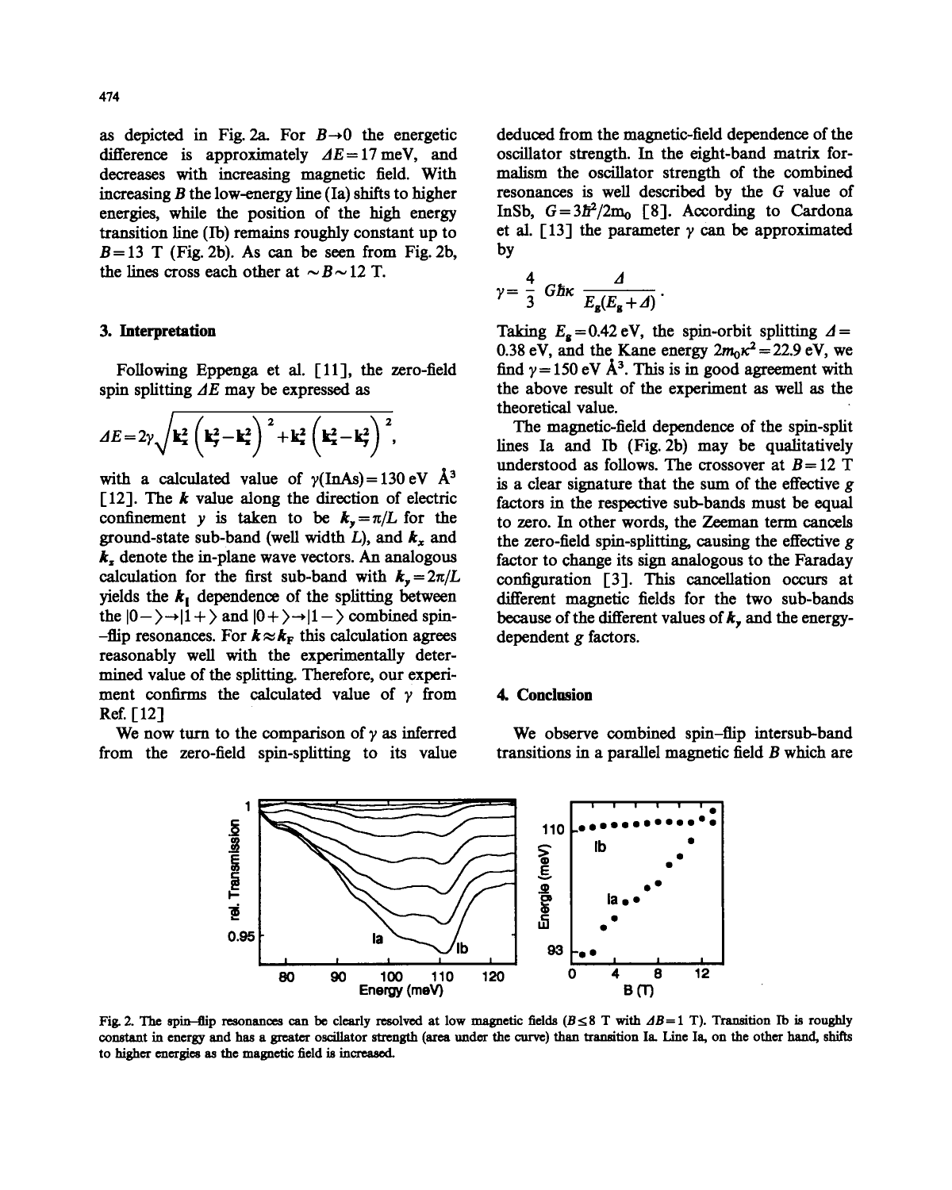as depicted in Fig. 2a. For $B \to 0$ the energetic difference is approximately $\Delta E = 17$ meV, and decreases with increasing magnetic field. With increasing $B$ the low-energy line (Ia) shifts to higher energies, while the position of the high energy transition line (Ib) remains roughly constant up to $B = 13$ T (Fig. 2b). As can be seen from Fig. 2b, the lines cross each other at $\sim B \sim 12$ T.

## 3. Interpretation

Following Eppenga et al. [11], the zero-field spin splitting $\Delta E$ may be expressed as

$$\Delta E = 2\gamma \sqrt{k_x^2 \left(k_y^2 - k_z^2\right)^2 + k_z^2 \left(k_x^2 - k_y^2\right)^2},$$

with a calculated value of $\gamma(\mathrm{InAs}) = 130$ eV Å$^3$ [12]. The $k$ value along the direction of electric confinement $y$ is taken to be $k_y = \pi/L$ for the ground-state sub-band (well width $L$), and $k_x$ and $k_z$ denote the in-plane wave vectors. An analogous calculation for the first sub-band with $k_y = 2\pi/L$ yields the $k_\parallel$ dependence of the splitting between the $|0-\rangle \to |1+\rangle$ and $|0+\rangle \to |1-\rangle$ combined spin-flip resonances. For $k \approx k_F$ this calculation agrees reasonably well with the experimentally determined value of the splitting. Therefore, our experiment confirms the calculated value of $\gamma$ from Ref. [12]

We now turn to the comparison of $\gamma$ as inferred from the zero-field spin-splitting to its value deduced from the magnetic-field dependence of the oscillator strength. In the eight-band matrix formalism the oscillator strength of the combined resonances is well described by the $G$ value of InSb, $G = 3\hbar^2/2m_0$ [8]. According to Cardona et al. [13] the parameter $\gamma$ can be approximated by

$$\gamma = \frac{4}{3}\, G\hbar\kappa\, \frac{\Delta}{E_g(E_g + \Delta)}.$$

Taking $E_g = 0.42$ eV, the spin-orbit splitting $\Delta = 0.38$ eV, and the Kane energy $2m_0\kappa^2 = 22.9$ eV, we find $\gamma = 150$ eV Å$^3$. This is in good agreement with the above result of the experiment as well as the theoretical value.

The magnetic-field dependence of the spin-split lines Ia and Ib (Fig. 2b) may be qualitatively understood as follows. The crossover at $B = 12$ T is a clear signature that the sum of the effective $g$ factors in the respective sub-bands must be equal to zero. In other words, the Zeeman term cancels the zero-field spin-splitting, causing the effective $g$ factor to change its sign analogous to the Faraday configuration [3]. This cancellation occurs at different magnetic fields for the two sub-bands because of the different values of $k_y$ and the energy-dependent $g$ factors.

## 4. Conclusion

We observe combined spin-flip intersub-band transitions in a parallel magnetic field $B$ which are

Fig. 2. The spin-flip resonances can be clearly resolved at low magnetic fields ($B \leq 8$ T with $\Delta B = 1$ T). Transition Ib is roughly constant in energy and has a greater oscillator strength (area under the curve) than transition Ia. Line Ia, on the other hand, shifts to higher energies as the magnetic field is increased.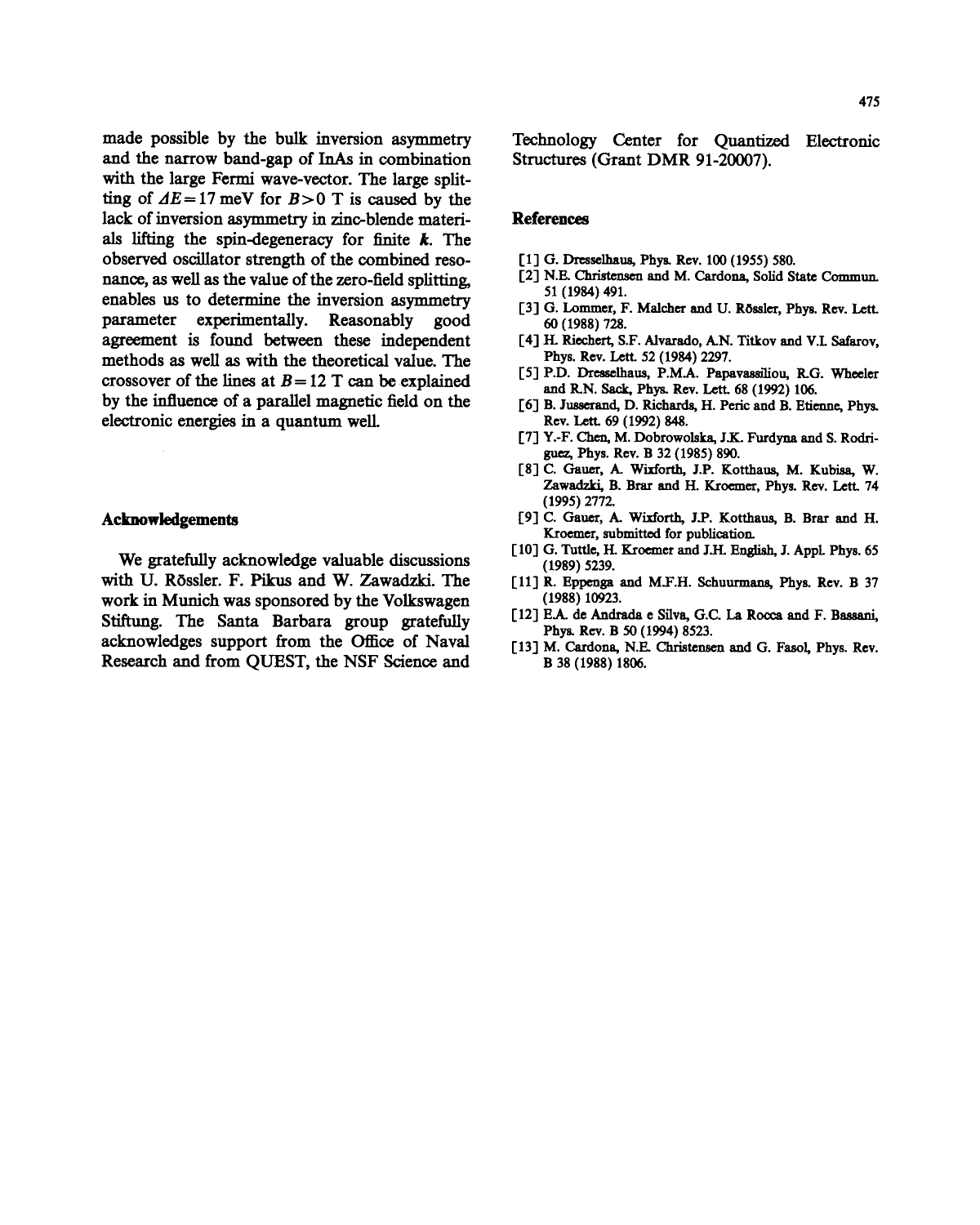made possible by the bulk inversion asymmetry and the narrow band-gap of InAs in combination with the large Fermi wave-vector. The large splitting of $\Delta E = 17$ meV for $B > 0$ T is caused by the lack of inversion asymmetry in zinc-blende materials lifting the spin-degeneracy for finite $\boldsymbol{k}$. The observed oscillator strength of the combined resonance, as well as the value of the zero-field splitting, enables us to determine the inversion asymmetry parameter experimentally. Reasonably good agreement is found between these independent methods as well as with the theoretical value. The crossover of the lines at $B = 12$ T can be explained by the influence of a parallel magnetic field on the electronic energies in a quantum well.

## Acknowledgements

We gratefully acknowledge valuable discussions with U. Rössler. F. Pikus and W. Zawadzki. The work in Munich was sponsored by the Volkswagen Stiftung. The Santa Barbara group gratefully acknowledges support from the Office of Naval Research and from QUEST, the NSF Science and Technology Center for Quantized Electronic Structures (Grant DMR 91-20007).

## References

[1] G. Dresselhaus, Phys. Rev. 100 (1955) 580.
[2] N.E. Christensen and M. Cardona, Solid State Commun. 51 (1984) 491.
[3] G. Lommer, F. Malcher and U. Rössler, Phys. Rev. Lett. 60 (1988) 728.
[4] H. Riechert, S.F. Alvarado, A.N. Titkov and V.I. Safarov, Phys. Rev. Lett. 52 (1984) 2297.
[5] P.D. Dresselhaus, P.M.A. Papavassiliou, R.G. Wheeler and R.N. Sack, Phys. Rev. Lett. 68 (1992) 106.
[6] B. Jusserand, D. Richards, H. Peric and B. Etienne, Phys. Rev. Lett. 69 (1992) 848.
[7] Y.-F. Chen, M. Dobrowolska, J.K. Furdyna and S. Rodriguez, Phys. Rev. B 32 (1985) 890.
[8] C. Gauer, A. Wixforth, J.P. Kotthaus, M. Kubisa, W. Zawadzki, B. Brar and H. Kroemer, Phys. Rev. Lett. 74 (1995) 2772.
[9] C. Gauer, A. Wixforth, J.P. Kotthaus, B. Brar and H. Kroemer, submitted for publication.
[10] G. Tuttle, H. Kroemer and J.H. English, J. Appl. Phys. 65 (1989) 5239.
[11] R. Eppenga and M.F.H. Schuurmans, Phys. Rev. B 37 (1988) 10923.
[12] E.A. de Andrada e Silva, G.C. La Rocca and F. Bassani, Phys. Rev. B 50 (1994) 8523.
[13] M. Cardona, N.E. Christensen and G. Fasol, Phys. Rev. B 38 (1988) 1806.